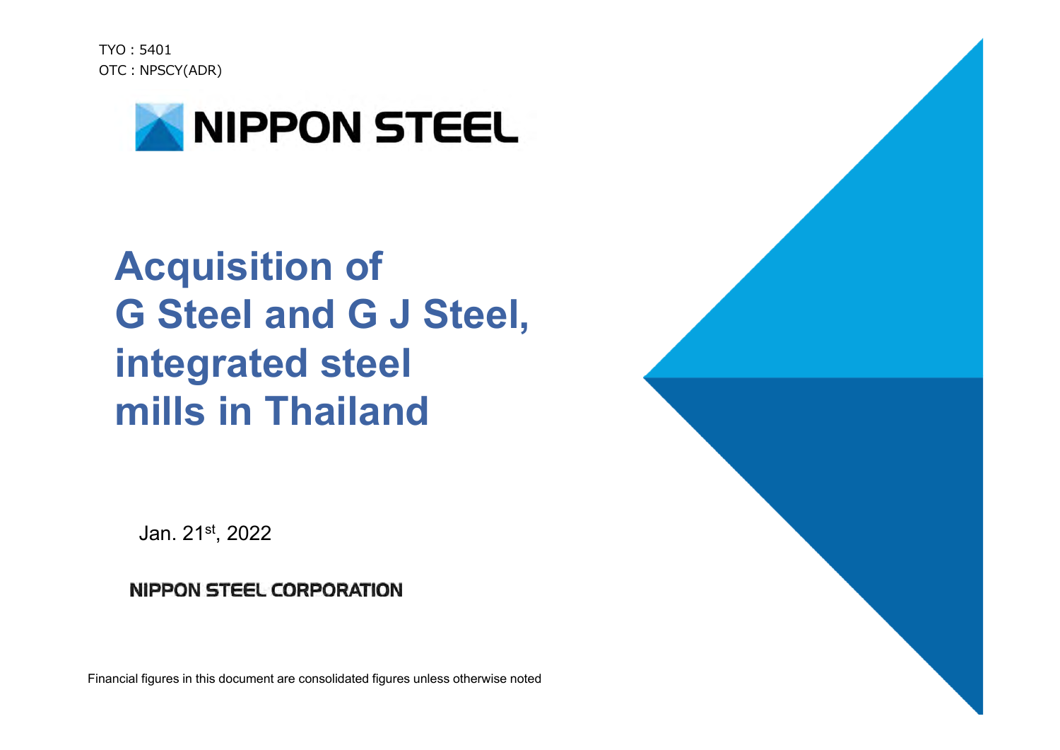TYO : 5401
OTC : NPSCY(ADR)

NIPPON STEEL

# Acquisition of G Steel and G J Steel, integrated steel mills in Thailand

Jan. 21st, 2022

NIPPON STEEL CORPORATION

Financial figures in this document are consolidated figures unless otherwise noted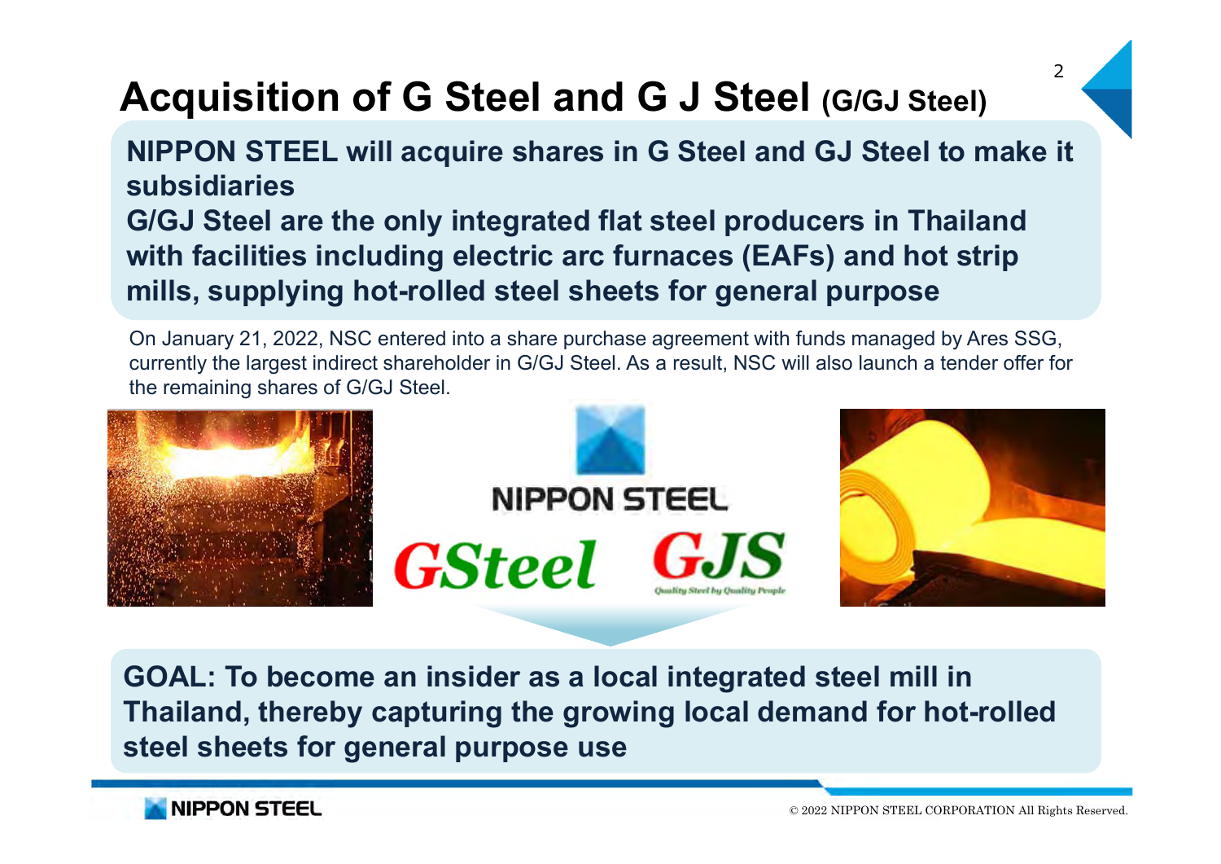# Acquisition of G Steel and G J Steel (G/GJ Steel)

**NIPPON STEEL will acquire shares in G Steel and GJ Steel to make it subsidiaries**

**G/GJ Steel are the only integrated flat steel producers in Thailand with facilities including electric arc furnaces (EAFs) and hot strip mills, supplying hot-rolled steel sheets for general purpose**

On January 21, 2022, NSC entered into a share purchase agreement with funds managed by Ares SSG, currently the largest indirect shareholder in G/GJ Steel. As a result, NSC will also launch a tender offer for the remaining shares of G/GJ Steel.

**GOAL: To become an insider as a local integrated steel mill in Thailand, thereby capturing the growing local demand for hot-rolled steel sheets for general purpose use**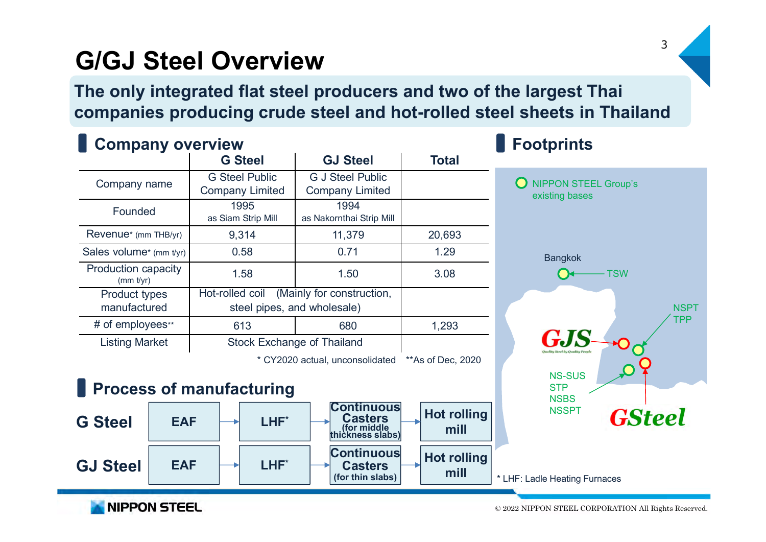# G/GJ Steel Overview

**The only integrated flat steel producers and two of the largest Thai companies producing crude steel and hot-rolled steel sheets in Thailand**

## Company overview

| | G Steel | GJ Steel | Total |
|---|---|---|---|
| Company name | G Steel Public Company Limited | G J Steel Public Company Limited | |
| Founded | 1995 as Siam Strip Mill | 1994 as Nakornthai Strip Mill | |
| Revenue* (mm THB/yr) | 9,314 | 11,379 | 20,693 |
| Sales volume* (mm t/yr) | 0.58 | 0.71 | 1.29 |
| Production capacity (mm t/yr) | 1.58 | 1.50 | 3.08 |
| Product types manufactured | Hot-rolled coil (Mainly for construction, steel pipes, and wholesale) | | |
| # of employees** | 613 | 680 | 1,293 |
| Listing Market | Stock Exchange of Thailand | | |

\* CY2020 actual, unconsolidated **As of Dec, 2020

## Process of manufacturing

**G Steel**: EAF → LHF* → Continuous Casters (for middle thickness slabs) → Hot rolling mill

**GJ Steel**: EAF → LHF* → Continuous Casters (for thin slabs) → Hot rolling mill

\* LHF: Ladle Heating Furnaces

## Footprints

- NIPPON STEEL Group's existing bases
- Bangkok: TSW
- NSPT, TPP
- NS-SUS, STP, NSBS, NSSPT
- GJS
- GSteel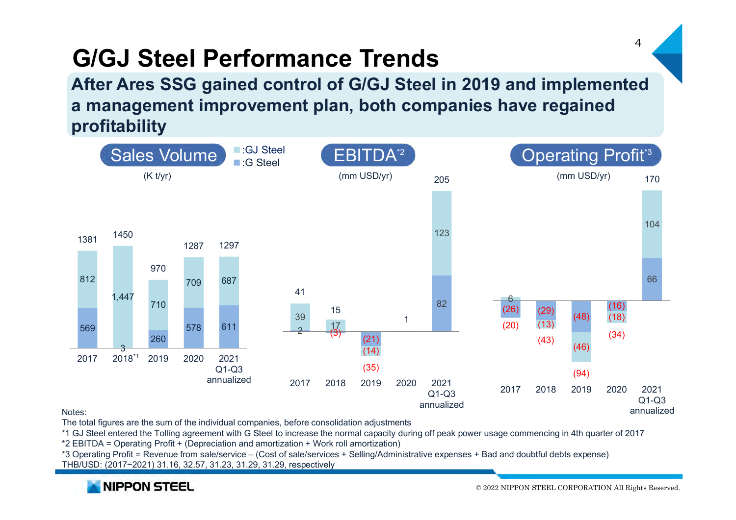# G/GJ Steel Performance Trends

**After Ares SSG gained control of G/GJ Steel in 2019 and implemented a management improvement plan, both companies have regained profitability**

## Sales Volume

(K t/yr)

| | 2017 | 2018[*1] | 2019 | 2020 | 2021 Q1-Q3 annualized |
|---|---|---|---|---|---|
| GJ Steel | 812 | 1,447 | 710 | 709 | 687 |
| G Steel | 569 | 3 | 260 | 578 | 611 |
| Total | 1381 | 1450 | 970 | 1287 | 1297 |

## EBITDA[*2]

(mm USD/yr)

| | 2017 | 2018 | 2019 | 2020 | 2021 Q1-Q3 annualized |
|---|---|---|---|---|---|
| GJ Steel | 39 | 17 | (14) | | 123 |
| G Steel | 2 | (3) | (21) | | 82 |
| Total | 41 | 15 | (35) | 1 | 205 |

## Operating Profit[*3]

(mm USD/yr)

| | 2017 | 2018 | 2019 | 2020 | 2021 Q1-Q3 annualized |
|---|---|---|---|---|---|
| GJ Steel | 6 | (13) | (46) | (18) | 104 |
| G Steel | (26) | (29) | (48) | (16) | 66 |
| Total | (20) | (43) | (94) | (34) | 170 |

Notes:
The total figures are the sum of the individual companies, before consolidation adjustments
*1 GJ Steel entered the Tolling agreement with G Steel to increase the normal capacity during off peak power usage commencing in 4th quarter of 2017
*2 EBITDA = Operating Profit + (Depreciation and amortization + Work roll amortization)
*3 Operating Profit = Revenue from sale/service – (Cost of sale/services + Selling/Administrative expenses + Bad and doubtful debts expense)
THB/USD: (2017~2021) 31.16, 32.57, 31.23, 31.29, 31.29, respectively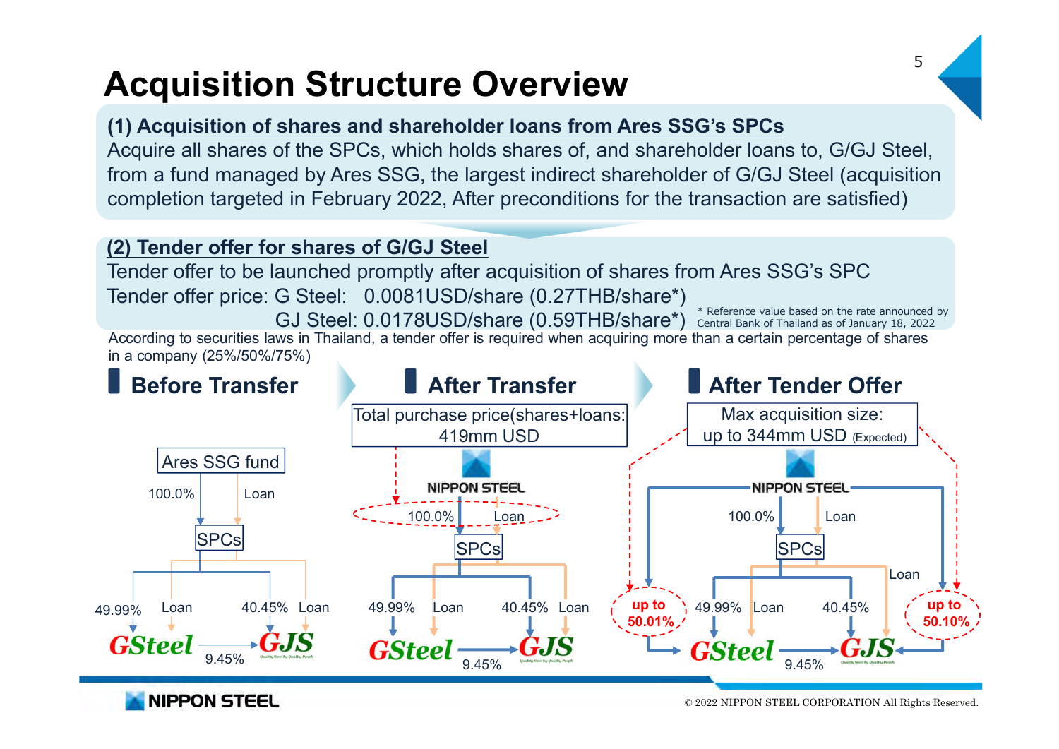# Acquisition Structure Overview

**(1) Acquisition of shares and shareholder loans from Ares SSG's SPCs**

Acquire all shares of the SPCs, which holds shares of, and shareholder loans to, G/GJ Steel, from a fund managed by Ares SSG, the largest indirect shareholder of G/GJ Steel (acquisition completion targeted in February 2022, After preconditions for the transaction are satisfied)

**(2) Tender offer for shares of G/GJ Steel**

Tender offer to be launched promptly after acquisition of shares from Ares SSG's SPC

Tender offer price: G Steel: 0.0081USD/share (0.27THB/share*)

GJ Steel: 0.0178USD/share (0.59THB/share*)

\* Reference value based on the rate announced by Central Bank of Thailand as of January 18, 2022

According to securities laws in Thailand, a tender offer is required when acquiring more than a certain percentage of shares in a company (25%/50%/75%)

## Before Transfer

- Ares SSG fund → SPCs: 100.0%, Loan
- SPCs → GSteel: 49.99%, Loan
- SPCs → GJS: 40.45%, Loan
- GSteel → GJS: 9.45%

## After Transfer

Total purchase price(shares+loans: 419mm USD

- NIPPON STEEL → SPCs: 100.0%, Loan
- SPCs → GSteel: 49.99%, Loan
- SPCs → GJS: 40.45%, Loan
- GSteel → GJS: 9.45%

## After Tender Offer

Max acquisition size: up to 344mm USD (Expected)

- NIPPON STEEL → SPCs: 100.0%, Loan
- NIPPON STEEL → GSteel: up to 50.01%
- NIPPON STEEL → GJS: up to 50.10%
- SPCs → GSteel: 49.99%, Loan
- SPCs → GJS: 40.45%, Loan
- GSteel → GJS: 9.45%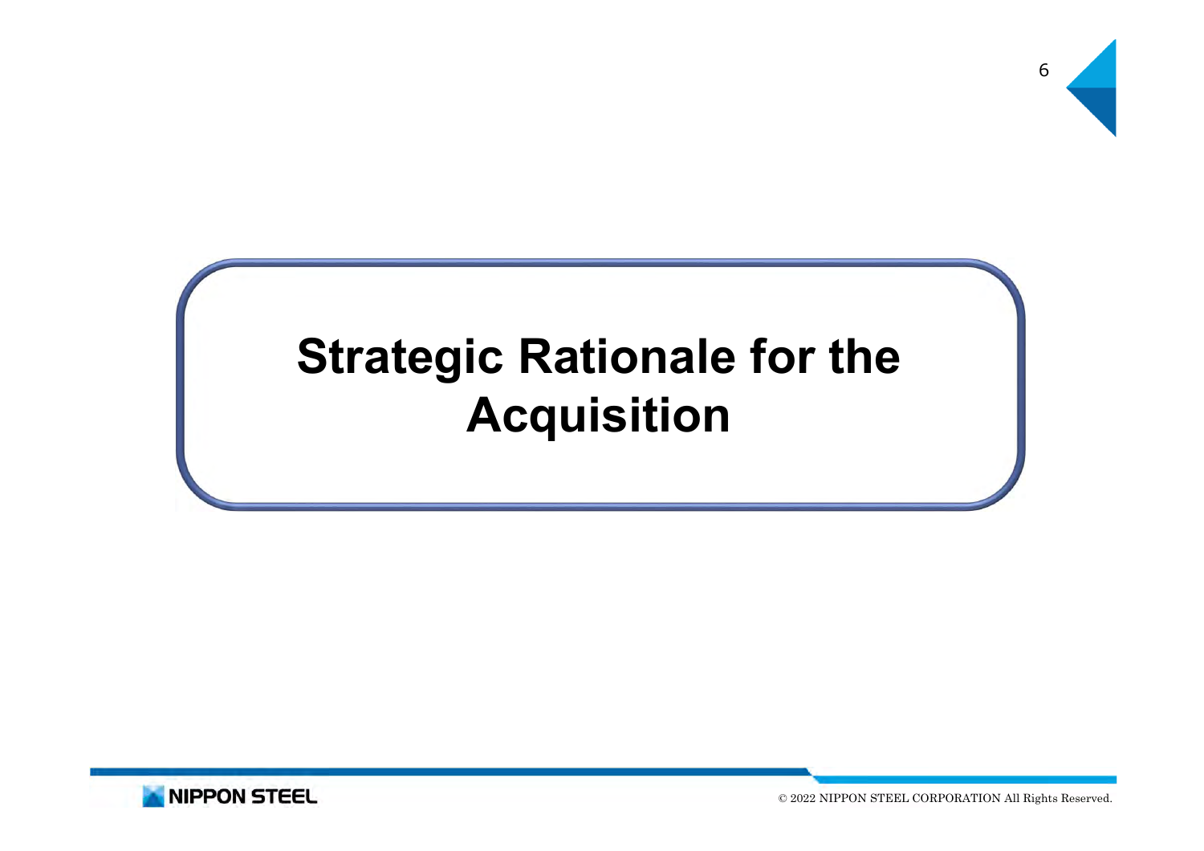# Strategic Rationale for the Acquisition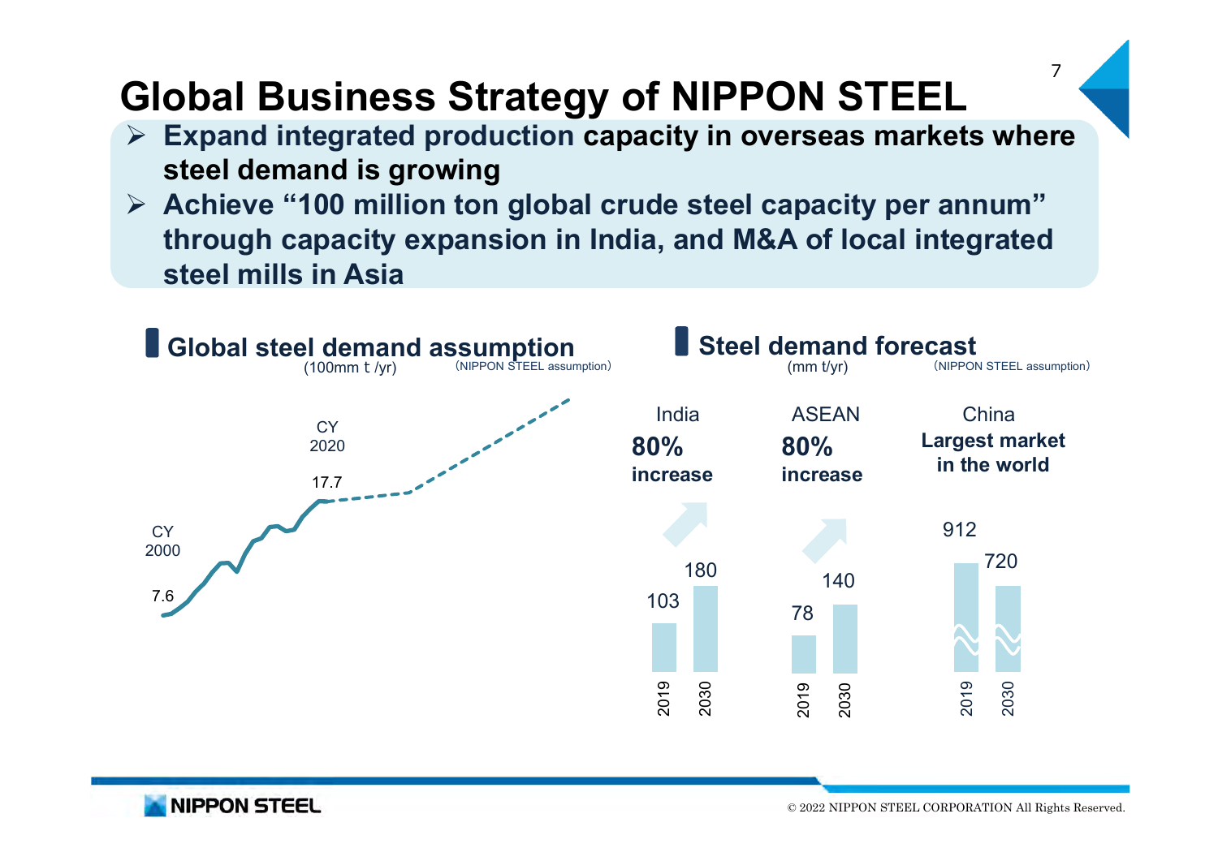# Global Business Strategy of NIPPON STEEL

- **Expand integrated production capacity in overseas markets where steel demand is growing**
- **Achieve "100 million ton global crude steel capacity per annum" through capacity expansion in India, and M&A of local integrated steel mills in Asia**

## Global steel demand assumption

(100mm t /yr) (NIPPON STEEL assumption)

CY 2000: 7.6

CY 2020: 17.7

## Steel demand forecast

(mm t/yr) (NIPPON STEEL assumption)

| | 2019 | 2030 | |
|---|---|---|---|
| India | 103 | 180 | 80% increase |
| ASEAN | 78 | 140 | 80% increase |
| China | 912 | 720 | Largest market in the world |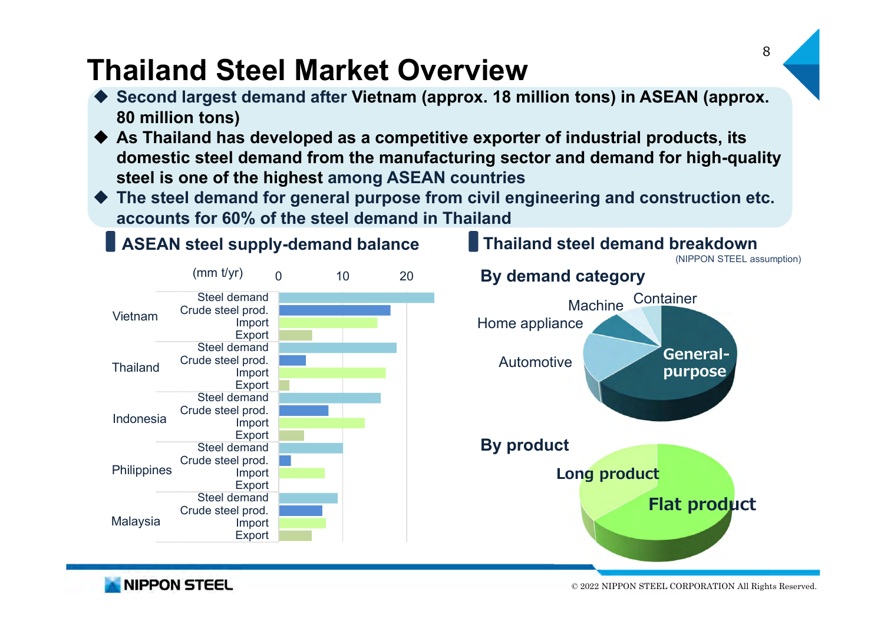# Thailand Steel Market Overview

- Second largest demand after Vietnam (approx. 18 million tons) in ASEAN (approx. 80 million tons)
- As Thailand has developed as a competitive exporter of industrial products, its domestic steel demand from the manufacturing sector and demand for high-quality steel is one of the highest among ASEAN countries
- The steel demand for general purpose from civil engineering and construction etc. accounts for 60% of the steel demand in Thailand

## ASEAN steel supply-demand balance

(mm t/yr)

Vietnam: Steel demand, Crude steel prod., Import, Export

Thailand: Steel demand, Crude steel prod., Import, Export

Indonesia: Steel demand, Crude steel prod., Import, Export

Philippines: Steel demand, Crude steel prod., Import, Export

Malaysia: Steel demand, Crude steel prod., Import, Export

## Thailand steel demand breakdown

(NIPPON STEEL assumption)

**By demand category**

General-purpose, Automotive, Home appliance, Machine, Container

**By product**

Flat product, Long product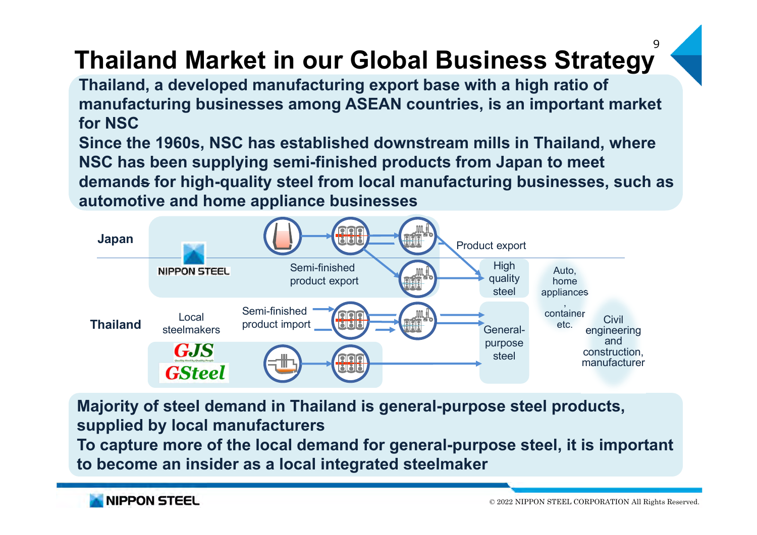# Thailand Market in our Global Business Strategy

**Thailand, a developed manufacturing export base with a high ratio of manufacturing businesses among ASEAN countries, is an important market for NSC**

**Since the 1960s, NSC has established downstream mills in Thailand, where NSC has been supplying semi-finished products from Japan to meet demands for high-quality steel from local manufacturing businesses, such as automotive and home appliance businesses**

Japan

NIPPON STEEL

Semi-finished product export

Product export

High quality steel

Auto, home appliances, container etc.

Thailand

Local steelmakers

GJS

GSteel

Semi-finished product import

General-purpose steel

Civil engineering and construction, manufacturer

**Majority of steel demand in Thailand is general-purpose steel products, supplied by local manufacturers**

**To capture more of the local demand for general-purpose steel, it is important to become an insider as a local integrated steelmaker**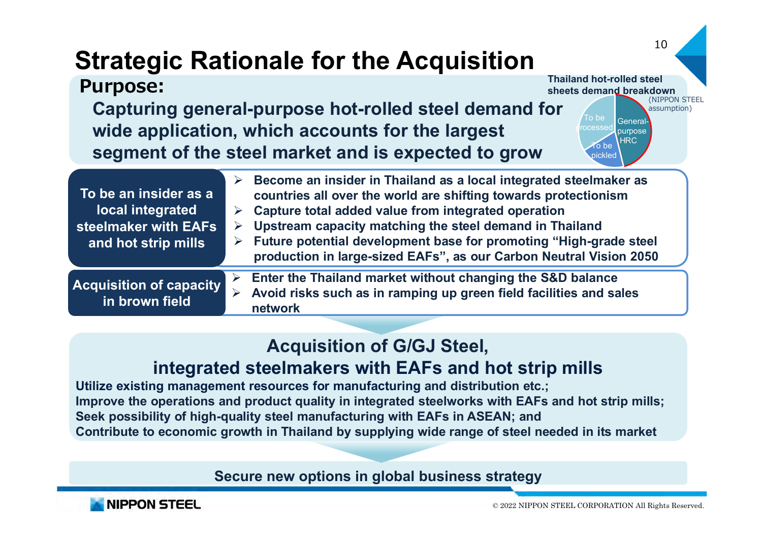# Strategic Rationale for the Acquisition

## Purpose:

**Capturing general-purpose hot-rolled steel demand for wide application, which accounts for the largest segment of the steel market and is expected to grow**

**Thailand hot-rolled steel sheets demand breakdown** (NIPPON STEEL assumption)

- General-purpose HRC
- To be pickled
- To be processed

| | |
|---|---|
| **To be an insider as a local integrated steelmaker with EAFs and hot strip mills** | ➢ Become an insider in Thailand as a local integrated steelmaker as countries all over the world are shifting towards protectionism<br>➢ Capture total added value from integrated operation<br>➢ Upstream capacity matching the steel demand in Thailand<br>➢ Future potential development base for promoting "High-grade steel production in large-sized EAFs", as our Carbon Neutral Vision 2050 |
| **Acquisition of capacity in brown field** | ➢ Enter the Thailand market without changing the S&D balance<br>➢ Avoid risks such as in ramping up green field facilities and sales network |

## Acquisition of G/GJ Steel, integrated steelmakers with EAFs and hot strip mills

**Utilize existing management resources for manufacturing and distribution etc.;**
**Improve the operations and product quality in integrated steelworks with EAFs and hot strip mills;**
**Seek possibility of high-quality steel manufacturing with EAFs in ASEAN; and**
**Contribute to economic growth in Thailand by supplying wide range of steel needed in its market**

**Secure new options in global business strategy**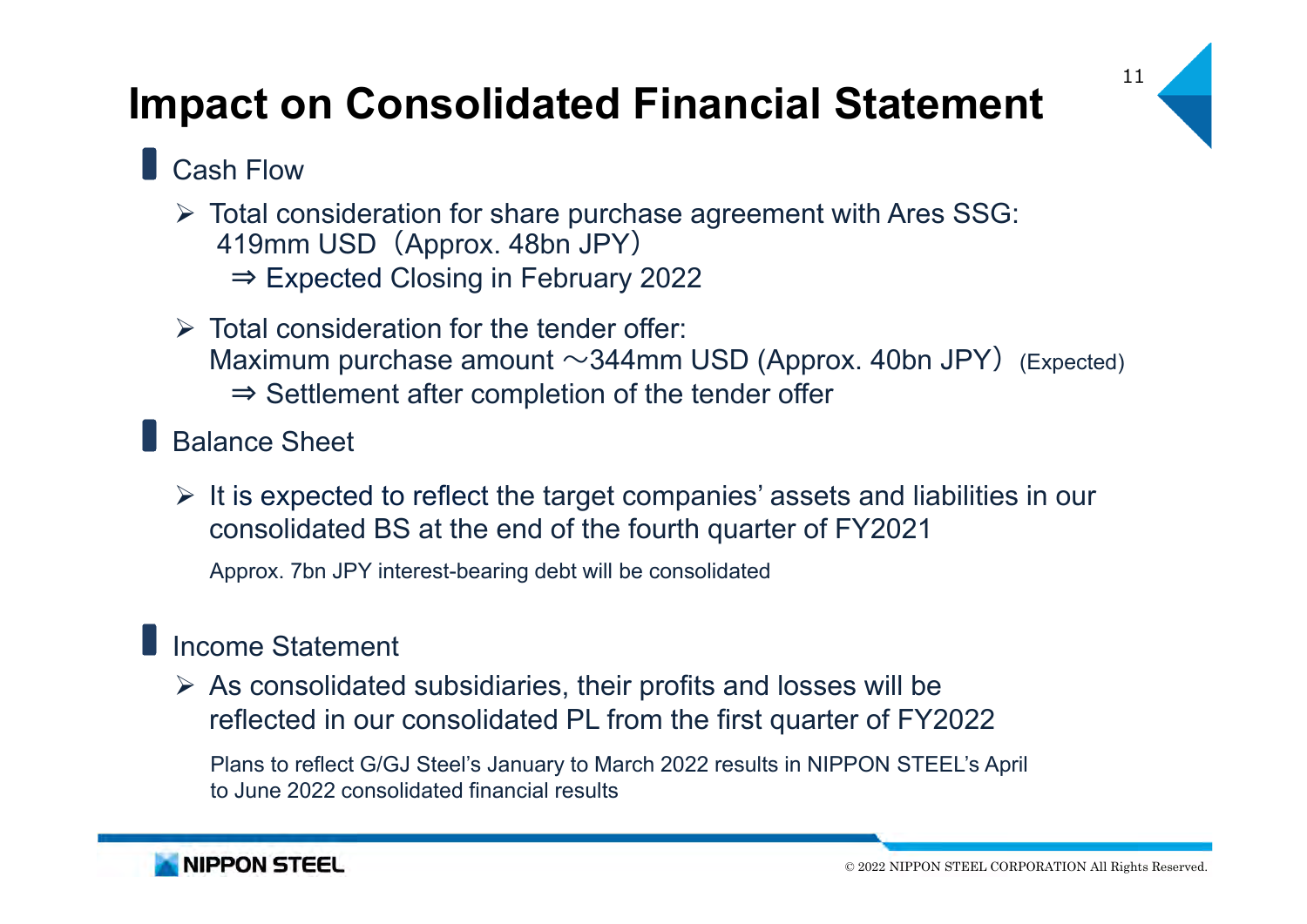# Impact on Consolidated Financial Statement

## Cash Flow

- Total consideration for share purchase agreement with Ares SSG: 419mm USD（Approx. 48bn JPY）
  ⇒ Expected Closing in February 2022

- Total consideration for the tender offer:
  Maximum purchase amount ～344mm USD (Approx. 40bn JPY） (Expected)
  ⇒ Settlement after completion of the tender offer

## Balance Sheet

- It is expected to reflect the target companies' assets and liabilities in our consolidated BS at the end of the fourth quarter of FY2021

  Approx. 7bn JPY interest-bearing debt will be consolidated

## Income Statement

- As consolidated subsidiaries, their profits and losses will be reflected in our consolidated PL from the first quarter of FY2022

  Plans to reflect G/GJ Steel's January to March 2022 results in NIPPON STEEL's April to June 2022 consolidated financial results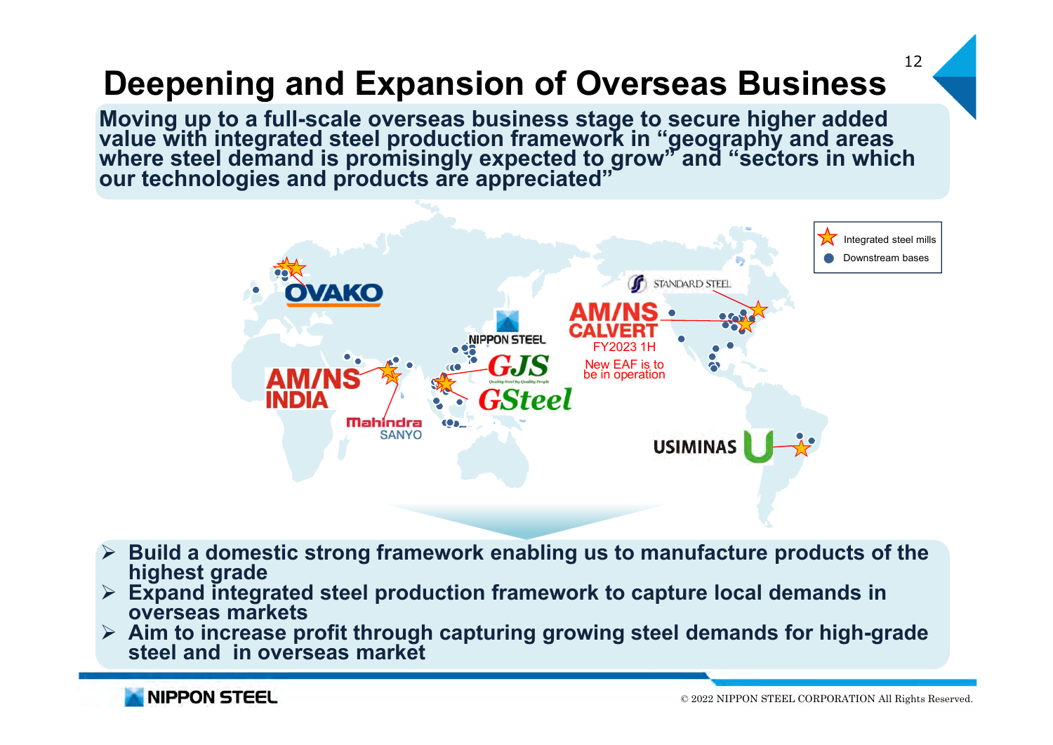# Deepening and Expansion of Overseas Business

**Moving up to a full-scale overseas business stage to secure higher added value with integrated steel production framework in "geography and areas where steel demand is promisingly expected to grow" and "sectors in which our technologies and products are appreciated"**

Integrated steel mills

Downstream bases

OVAKO

AM/NS INDIA

Mahindra SANYO

NIPPON STEEL

GJS

GSteel

STANDARD STEEL

AM/NS CALVERT

FY2023 1H

New EAF is to be in operation

USIMINAS

- **Build a domestic strong framework enabling us to manufacture products of the highest grade**
- **Expand integrated steel production framework to capture local demands in overseas markets**
- **Aim to increase profit through capturing growing steel demands for high-grade steel and in overseas market**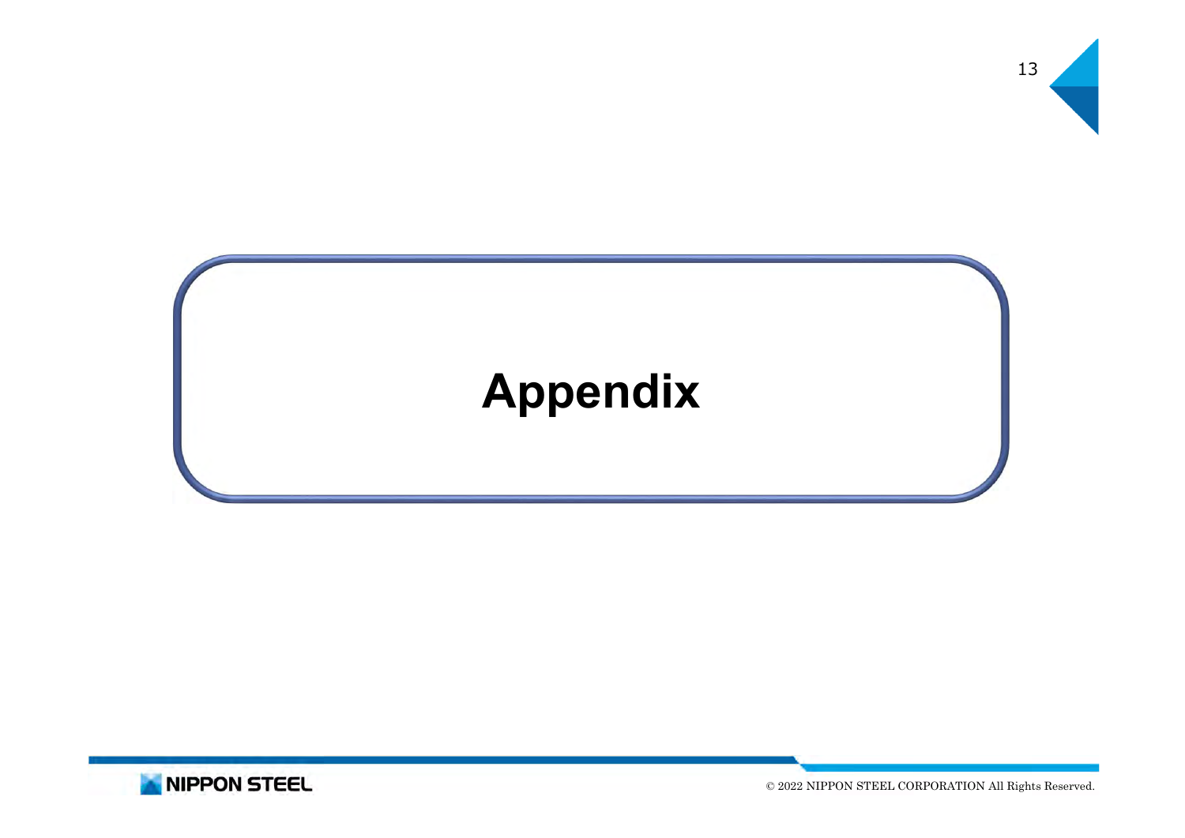# Appendix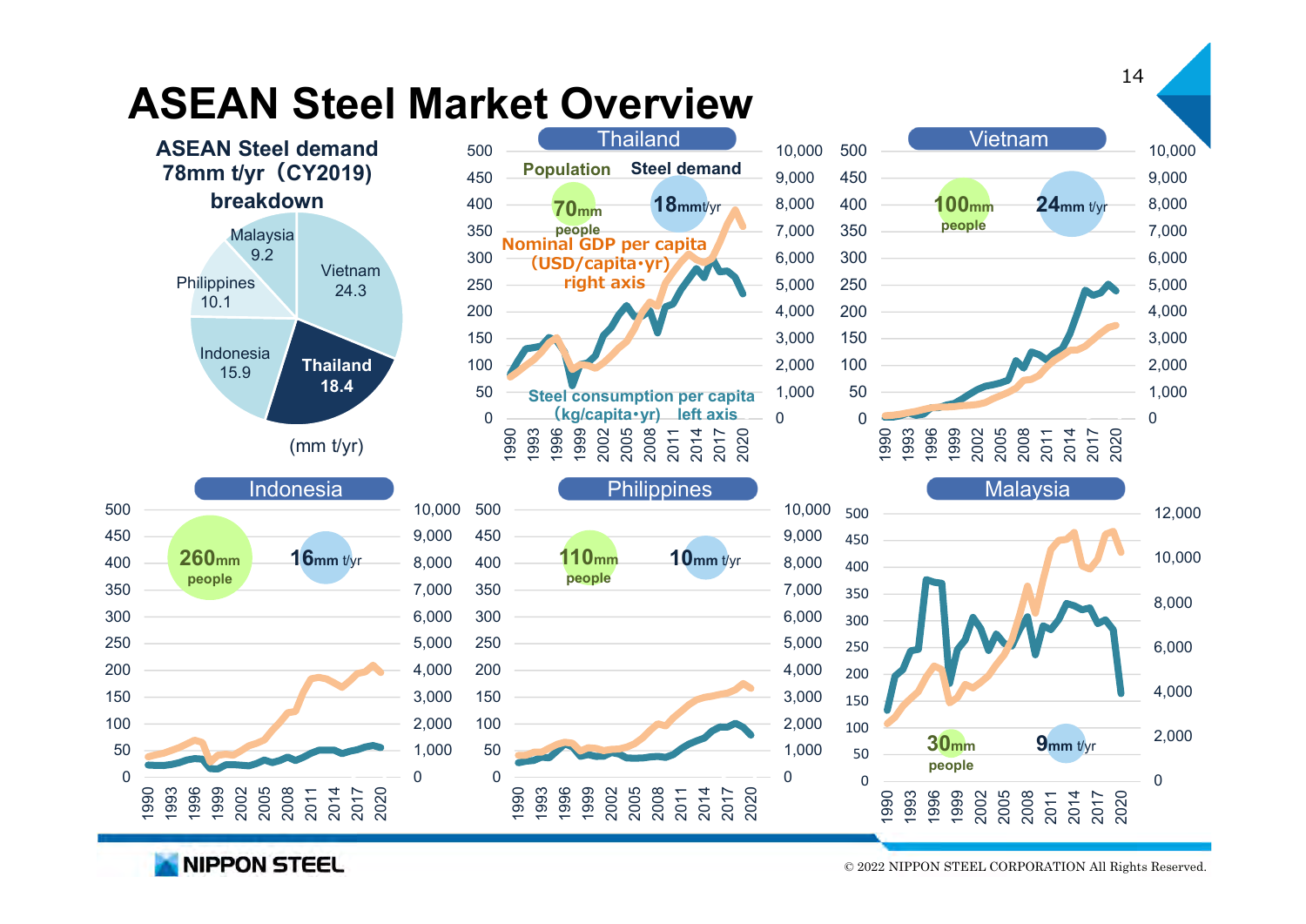# ASEAN Steel Market Overview

**ASEAN Steel demand 78mm t/yr（CY2019) breakdown**

| Country | Steel demand (mm t/yr) |
|---|---|
| Vietnam | 24.3 |
| Thailand | 18.4 |
| Indonesia | 15.9 |
| Philippines | 10.1 |
| Malaysia | 9.2 |

(mm t/yr)

## Thailand

Population: 70mm people
Steel demand: 18mm t/yr

Nominal GDP per capita (USD/capita･yr) right axis

Steel consumption per capita (kg/capita･yr) left axis

## Vietnam

Population: 100mm people
Steel demand: 24mm t/yr

## Indonesia

Population: 260mm people
Steel demand: 16mm t/yr

## Philippines

Population: 110mm people
Steel demand: 10mm t/yr

## Malaysia

Population: 30mm people
Steel demand: 9mm t/yr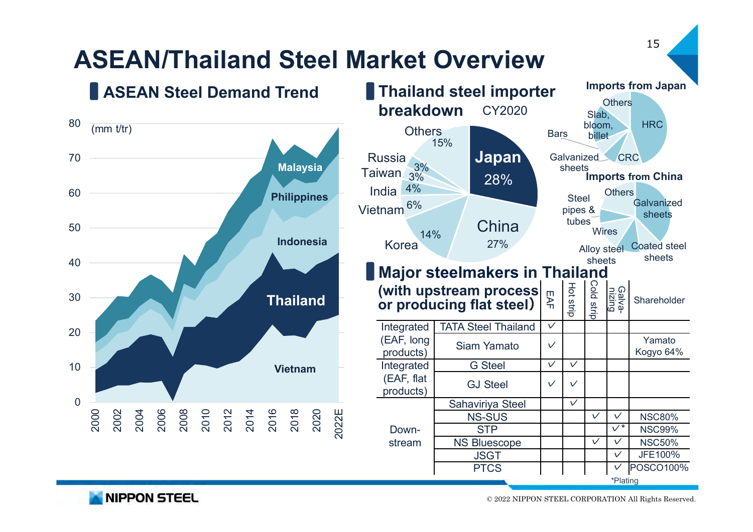# ASEAN/Thailand Steel Market Overview

## ASEAN Steel Demand Trend

(mm t/tr)

Stacked area chart, 2000–2022E, y-axis 0–80: Vietnam, Thailand, Indonesia, Philippines, Malaysia

## Thailand steel importer breakdown CY2020

- Japan 28%
- China 27%
- Korea 14%
- Vietnam 6%
- India 4%
- Taiwan 3%
- Russia 3%
- Others 15%

**Imports from Japan**: HRC, CRC, Galvanized sheets, Bars, Slab, bloom, billet, Others

**Imports from China**: Galvanized sheets, Coated steel sheets, Alloy steel sheets, Wires, Steel pipes & tubes, Others

## Major steelmakers in Thailand (with upstream process or producing flat steel)

| | | EAF | Hot strip | Cold strip | Galva-nizing | Shareholder |
|---|---|---|---|---|---|---|
| Integrated (EAF, long products) | TATA Steel Thailand | ✓ | | | | |
| | Siam Yamato | ✓ | | | | Yamato Kogyo 64% |
| Integrated (EAF, flat products) | G Steel | ✓ | ✓ | | | |
| | GJ Steel | ✓ | ✓ | | | |
| Down-stream | Sahaviriya Steel | | ✓ | | | |
| | NS-SUS | | | ✓ | ✓ | NSC80% |
| | STP | | | | ✓* | NSC99% |
| | NS Bluescope | | | ✓ | ✓ | NSC50% |
| | JSGT | | | | ✓ | JFE100% |
| | PTCS | | | | ✓ | POSCO100% |

*Plating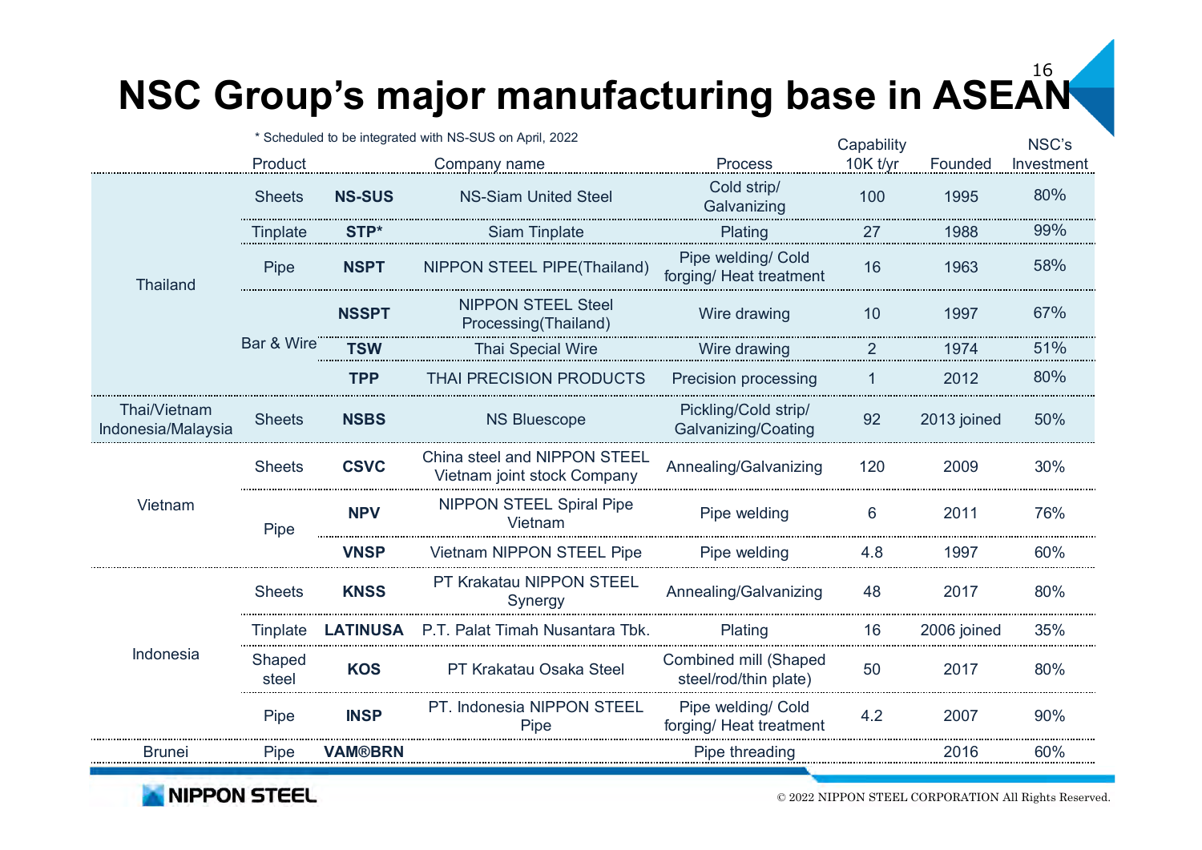# NSC Group's major manufacturing base in ASEAN

\* Scheduled to be integrated with NS-SUS on April, 2022

| | Product | | Company name | Process | Capability 10K t/yr | Founded | NSC's Investment |
|---|---|---|---|---|---|---|---|
| Thailand | Sheets | **NS-SUS** | NS-Siam United Steel | Cold strip/ Galvanizing | 100 | 1995 | 80% |
| | Tinplate | **STP\*** | Siam Tinplate | Plating | 27 | 1988 | 99% |
| | Pipe | **NSPT** | NIPPON STEEL PIPE(Thailand) | Pipe welding/ Cold forging/ Heat treatment | 16 | 1963 | 58% |
| | Bar & Wire | **NSSPT** | NIPPON STEEL Steel Processing(Thailand) | Wire drawing | 10 | 1997 | 67% |
| | | **TSW** | Thai Special Wire | Wire drawing | 2 | 1974 | 51% |
| | | **TPP** | THAI PRECISION PRODUCTS | Precision processing | 1 | 2012 | 80% |
| Thai/Vietnam Indonesia/Malaysia | Sheets | **NSBS** | NS Bluescope | Pickling/Cold strip/ Galvanizing/Coating | 92 | 2013 joined | 50% |
| Vietnam | Sheets | **CSVC** | China steel and NIPPON STEEL Vietnam joint stock Company | Annealing/Galvanizing | 120 | 2009 | 30% |
| | Pipe | **NPV** | NIPPON STEEL Spiral Pipe Vietnam | Pipe welding | 6 | 2011 | 76% |
| | | **VNSP** | Vietnam NIPPON STEEL Pipe | Pipe welding | 4.8 | 1997 | 60% |
| Indonesia | Sheets | **KNSS** | PT Krakatau NIPPON STEEL Synergy | Annealing/Galvanizing | 48 | 2017 | 80% |
| | Tinplate | **LATINUSA** | P.T. Palat Timah Nusantara Tbk. | Plating | 16 | 2006 joined | 35% |
| | Shaped steel | **KOS** | PT Krakatau Osaka Steel | Combined mill (Shaped steel/rod/thin plate) | 50 | 2017 | 80% |
| | Pipe | **INSP** | PT. Indonesia NIPPON STEEL Pipe | Pipe welding/ Cold forging/ Heat treatment | 4.2 | 2007 | 90% |
| Brunei | Pipe | **VAM®BRN** | | Pipe threading | | 2016 | 60% |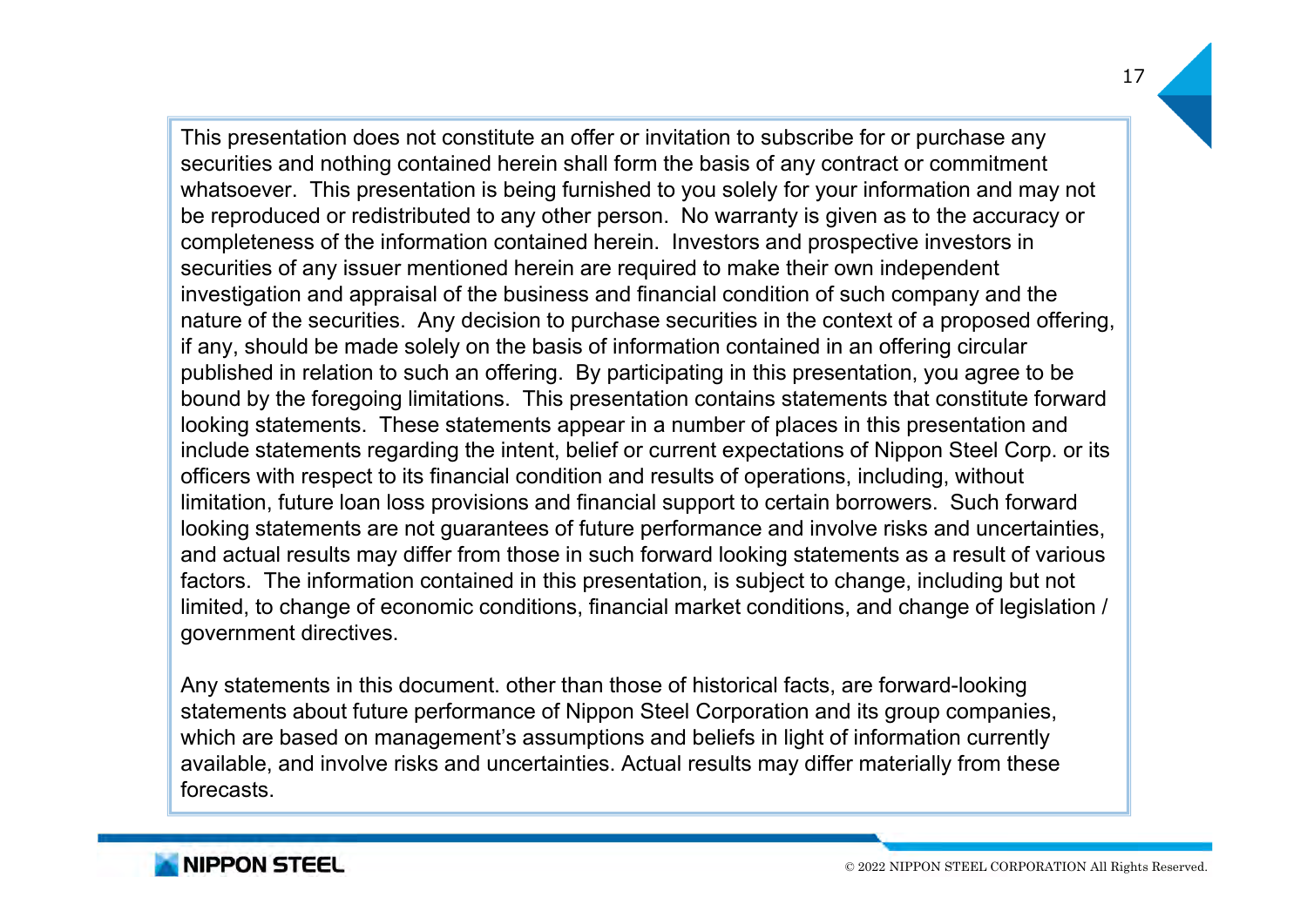This presentation does not constitute an offer or invitation to subscribe for or purchase any securities and nothing contained herein shall form the basis of any contract or commitment whatsoever. This presentation is being furnished to you solely for your information and may not be reproduced or redistributed to any other person. No warranty is given as to the accuracy or completeness of the information contained herein. Investors and prospective investors in securities of any issuer mentioned herein are required to make their own independent investigation and appraisal of the business and financial condition of such company and the nature of the securities. Any decision to purchase securities in the context of a proposed offering, if any, should be made solely on the basis of information contained in an offering circular published in relation to such an offering. By participating in this presentation, you agree to be bound by the foregoing limitations. This presentation contains statements that constitute forward looking statements. These statements appear in a number of places in this presentation and include statements regarding the intent, belief or current expectations of Nippon Steel Corp. or its officers with respect to its financial condition and results of operations, including, without limitation, future loan loss provisions and financial support to certain borrowers. Such forward looking statements are not guarantees of future performance and involve risks and uncertainties, and actual results may differ from those in such forward looking statements as a result of various factors. The information contained in this presentation, is subject to change, including but not limited, to change of economic conditions, financial market conditions, and change of legislation / government directives.

Any statements in this document. other than those of historical facts, are forward-looking statements about future performance of Nippon Steel Corporation and its group companies, which are based on management's assumptions and beliefs in light of information currently available, and involve risks and uncertainties. Actual results may differ materially from these forecasts.